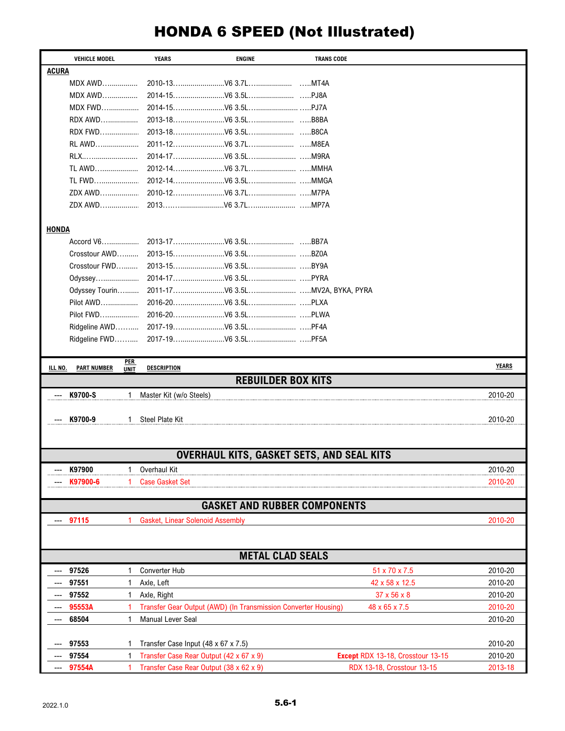# HONDA 6 SPEED (Not Illustrated)

| VEHICLE MODEL | YEARS | ENGINE | TRANS CODE |
|---|---|---|---|
| **ACURA** | | | |
| MDX AWD | 2010-13 | V6 3.7L | MT4A |
| MDX AWD | 2014-15 | V6 3.5L | PJ8A |
| MDX FWD | 2014-15 | V6 3.5L | PJ7A |
| RDX AWD | 2013-18 | V6 3.5L | B8BA |
| RDX FWD | 2013-18 | V6 3.5L | B8CA |
| RL AWD | 2011-12 | V6 3.7L | M8EA |
| RLX | 2014-17 | V6 3.5L | M9RA |
| TL AWD | 2012-14 | V6 3.7L | MMHA |
| TL FWD | 2012-14 | V6 3.5L | MMGA |
| ZDX AWD | 2010-12 | V6 3.7L | M7PA |
| ZDX AWD | 2013 | V6 3.7L | MP7A |
| **HONDA** | | | |
| Accord V6 | 2013-17 | V6 3.5L | BB7A |
| Crosstour AWD | 2013-15 | V6 3.5L | BZ0A |
| Crosstour FWD | 2013-15 | V6 3.5L | BY9A |
| Odyssey | 2014-17 | V6 3.5L | PYRA |
| Odyssey Tourin | 2011-17 | V6 3.5L | MV2A, BYKA, PYRA |
| Pilot AWD | 2016-20 | V6 3.5L | PLXA |
| Pilot FWD | 2016-20 | V6 3.5L | PLWA |
| Ridgeline AWD | 2017-19 | V6 3.5L | PF4A |
| Ridgeline FWD | 2017-19 | V6 3.5L | PF5A |

| ILL NO. | PART NUMBER | PER UNIT | DESCRIPTION | | YEARS |
|---|---|---|---|---|---|
| | | | **REBUILDER BOX KITS** | | |
| --- | **K9700-S** | 1 | Master Kit (w/o Steels) | | 2010-20 |
| --- | **K9700-9** | 1 | Steel Plate Kit | | 2010-20 |
| | | | **OVERHAUL KITS, GASKET SETS, AND SEAL KITS** | | |
| --- | **K97900** | 1 | Overhaul Kit | | 2010-20 |
| --- | **K97900-6** | 1 | Case Gasket Set | | 2010-20 |
| | | | **GASKET AND RUBBER COMPONENTS** | | |
| --- | **97115** | 1 | Gasket, Linear Solenoid Assembly | | 2010-20 |
| | | | **METAL CLAD SEALS** | | |
| --- | **97526** | 1 | Converter Hub | 51 x 70 x 7.5 | 2010-20 |
| --- | **97551** | 1 | Axle, Left | 42 x 58 x 12.5 | 2010-20 |
| --- | **97552** | 1 | Axle, Right | 37 x 56 x 8 | 2010-20 |
| --- | **95553A** | 1 | Transfer Gear Output (AWD) (In Transmission Converter Housing) | 48 x 65 x 7.5 | 2010-20 |
| --- | **68504** | 1 | Manual Lever Seal | | 2010-20 |
| --- | **97553** | 1 | Transfer Case Input (48 x 67 x 7.5) | | 2010-20 |
| --- | **97554** | 1 | Transfer Case Rear Output (42 x 67 x 9) | **Except** RDX 13-18, Crosstour 13-15 | 2010-20 |
| --- | **97554A** | 1 | Transfer Case Rear Output (38 x 62 x 9) | RDX 13-18, Crosstour 13-15 | 2013-18 |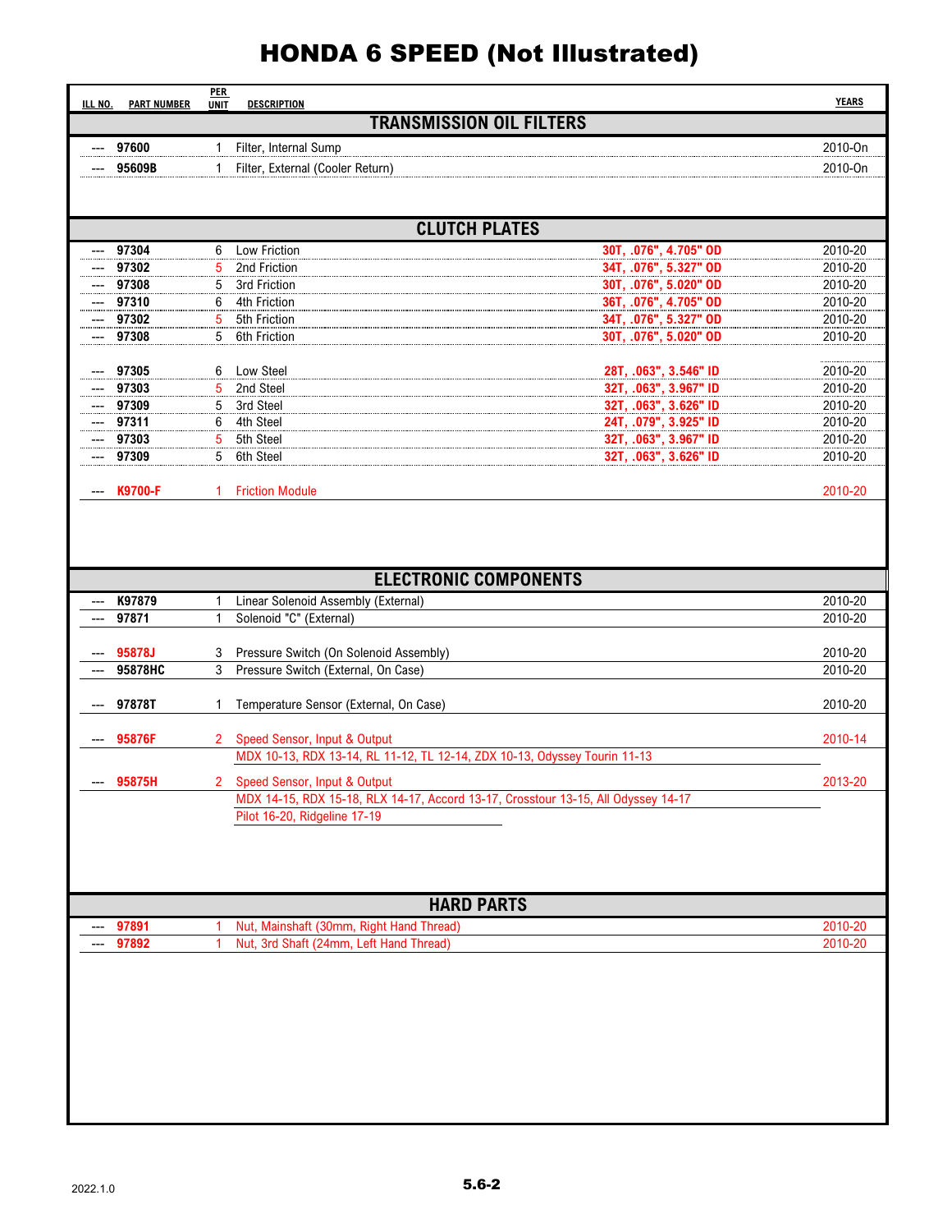# HONDA 6 SPEED (Not Illustrated)

| ILL NO. | PART NUMBER | PER UNIT | DESCRIPTION | | YEARS |
|---|---|---|---|---|---|
| | | | **TRANSMISSION OIL FILTERS** | | |
| --- | 97600 | 1 | Filter, Internal Sump | | 2010-On |
| --- | 95609B | 1 | Filter, External (Cooler Return) | | 2010-On |
| | | | **CLUTCH PLATES** | | |
| --- | 97304 | 6 | Low Friction | 30T, .076", 4.705" OD | 2010-20 |
| --- | 97302 | 5 | 2nd Friction | 34T, .076", 5.327" OD | 2010-20 |
| --- | 97308 | 5 | 3rd Friction | 30T, .076", 5.020" OD | 2010-20 |
| --- | 97310 | 6 | 4th Friction | 36T, .076", 4.705" OD | 2010-20 |
| --- | 97302 | 5 | 5th Friction | 34T, .076", 5.327" OD | 2010-20 |
| --- | 97308 | 5 | 6th Friction | 30T, .076", 5.020" OD | 2010-20 |
| --- | 97305 | 6 | Low Steel | 28T, .063", 3.546" ID | 2010-20 |
| --- | 97303 | 5 | 2nd Steel | 32T, .063", 3.967" ID | 2010-20 |
| --- | 97309 | 5 | 3rd Steel | 32T, .063", 3.626" ID | 2010-20 |
| --- | 97311 | 6 | 4th Steel | 24T, .079", 3.925" ID | 2010-20 |
| --- | 97303 | 5 | 5th Steel | 32T, .063", 3.967" ID | 2010-20 |
| --- | 97309 | 5 | 6th Steel | 32T, .063", 3.626" ID | 2010-20 |
| --- | K9700-F | 1 | Friction Module | | 2010-20 |
| | | | **ELECTRONIC COMPONENTS** | | |
| --- | K97879 | 1 | Linear Solenoid Assembly (External) | | 2010-20 |
| --- | 97871 | 1 | Solenoid "C" (External) | | 2010-20 |
| --- | 95878J | 3 | Pressure Switch (On Solenoid Assembly) | | 2010-20 |
| --- | 95878HC | 3 | Pressure Switch (External, On Case) | | 2010-20 |
| --- | 97878T | 1 | Temperature Sensor (External, On Case) | | 2010-20 |
| --- | 95876F | 2 | Speed Sensor, Input & Output<br>MDX 10-13, RDX 13-14, RL 11-12, TL 12-14, ZDX 10-13, Odyssey Tourin 11-13 | | 2010-14 |
| --- | 95875H | 2 | Speed Sensor, Input & Output<br>MDX 14-15, RDX 15-18, RLX 14-17, Accord 13-17, Crosstour 13-15, All Odyssey 14-17<br>Pilot 16-20, Ridgeline 17-19 | | 2013-20 |
| | | | **HARD PARTS** | | |
| --- | 97891 | 1 | Nut, Mainshaft (30mm, Right Hand Thread) | | 2010-20 |
| --- | 97892 | 1 | Nut, 3rd Shaft (24mm, Left Hand Thread) | | 2010-20 |

2022.1.0